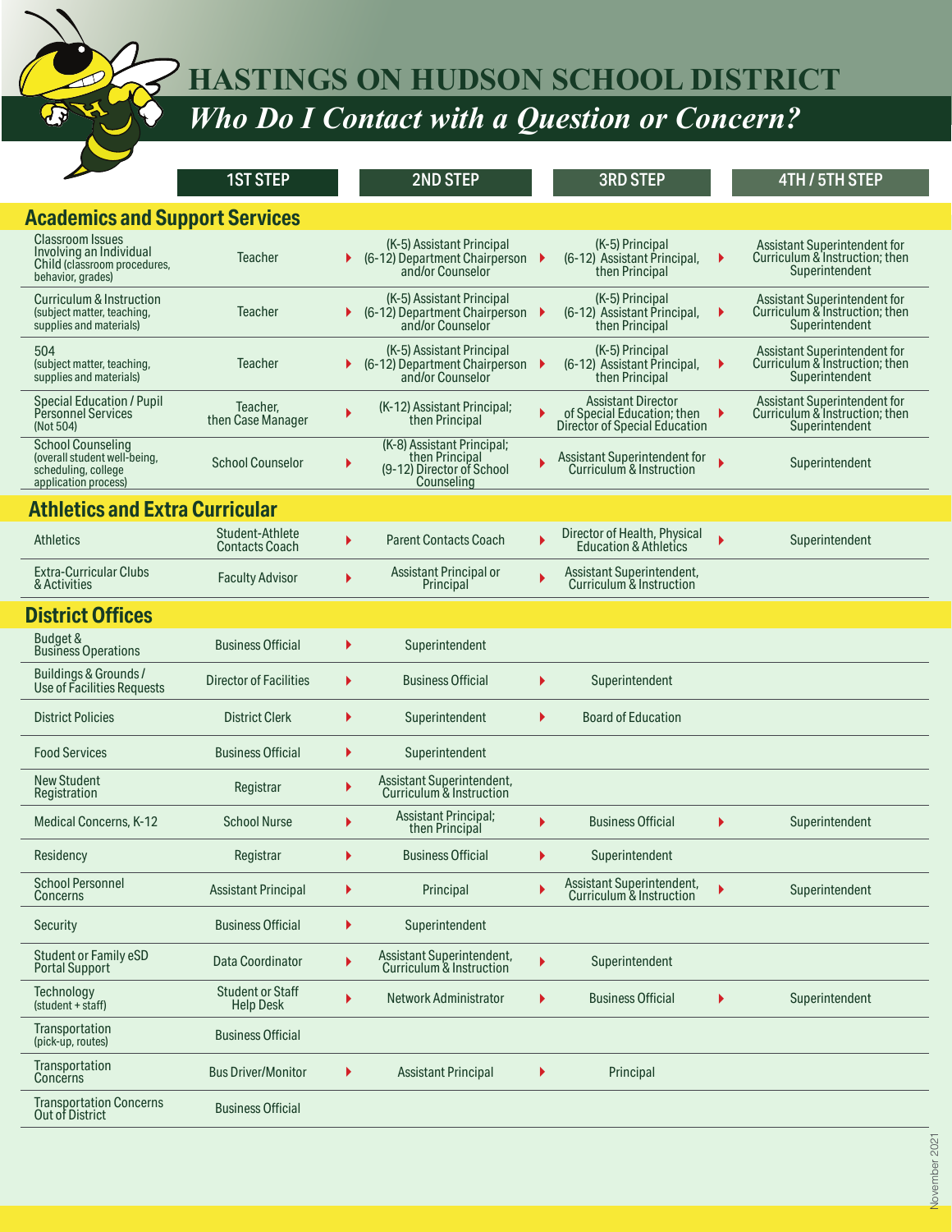# HASTINGS ON HUDSON SCHOOL DISTRICT

## *Who Do I Contact with a Question or Concern?*

| | 1ST STEP | 2ND STEP | 3RD STEP | 4TH / 5TH STEP |
|---|---|---|---|---|
| **Academics and Support Services** | | | | |
| Classroom Issues Involving an Individual Child (classroom procedures, behavior, grades) | Teacher | (K-5) Assistant Principal (6-12) Department Chairperson and/or Counselor | (K-5) Principal (6-12) Assistant Principal, then Principal | Assistant Superintendent for Curriculum & Instruction; then Superintendent |
| Curriculum & Instruction (subject matter, teaching, supplies and materials) | Teacher | (K-5) Assistant Principal (6-12) Department Chairperson and/or Counselor | (K-5) Principal (6-12) Assistant Principal, then Principal | Assistant Superintendent for Curriculum & Instruction; then Superintendent |
| 504 (subject matter, teaching, supplies and materials) | Teacher | (K-5) Assistant Principal (6-12) Department Chairperson and/or Counselor | (K-5) Principal (6-12) Assistant Principal, then Principal | Assistant Superintendent for Curriculum & Instruction; then Superintendent |
| Special Education / Pupil Personnel Services (Not 504) | Teacher, then Case Manager | (K-12) Assistant Principal; then Principal | Assistant Director of Special Education; then Director of Special Education | Assistant Superintendent for Curriculum & Instruction; then Superintendent |
| School Counseling (overall student well-being, scheduling, college application process) | School Counselor | (K-8) Assistant Principal; then Principal (9-12) Director of School Counseling | Assistant Superintendent for Curriculum & Instruction | Superintendent |
| **Athletics and Extra Curricular** | | | | |
| Athletics | Student-Athlete Contacts Coach | Parent Contacts Coach | Director of Health, Physical Education & Athletics | Superintendent |
| Extra-Curricular Clubs & Activities | Faculty Advisor | Assistant Principal or Principal | Assistant Superintendent, Curriculum & Instruction | |
| **District Offices** | | | | |
| Budget & Business Operations | Business Official | Superintendent | | |
| Buildings & Grounds / Use of Facilities Requests | Director of Facilities | Business Official | Superintendent | |
| District Policies | District Clerk | Superintendent | Board of Education | |
| Food Services | Business Official | Superintendent | | |
| New Student Registration | Registrar | Assistant Superintendent, Curriculum & Instruction | | |
| Medical Concerns, K-12 | School Nurse | Assistant Principal; then Principal | Business Official | Superintendent |
| Residency | Registrar | Business Official | Superintendent | |
| School Personnel Concerns | Assistant Principal | Principal | Assistant Superintendent, Curriculum & Instruction | Superintendent |
| Security | Business Official | Superintendent | | |
| Student or Family eSD Portal Support | Data Coordinator | Assistant Superintendent, Curriculum & Instruction | Superintendent | |
| Technology (student + staff) | Student or Staff Help Desk | Network Administrator | Business Official | Superintendent |
| Transportation (pick-up, routes) | Business Official | | | |
| Transportation Concerns | Bus Driver/Monitor | Assistant Principal | Principal | |
| Transportation Concerns Out of District | Business Official | | | |

November 2021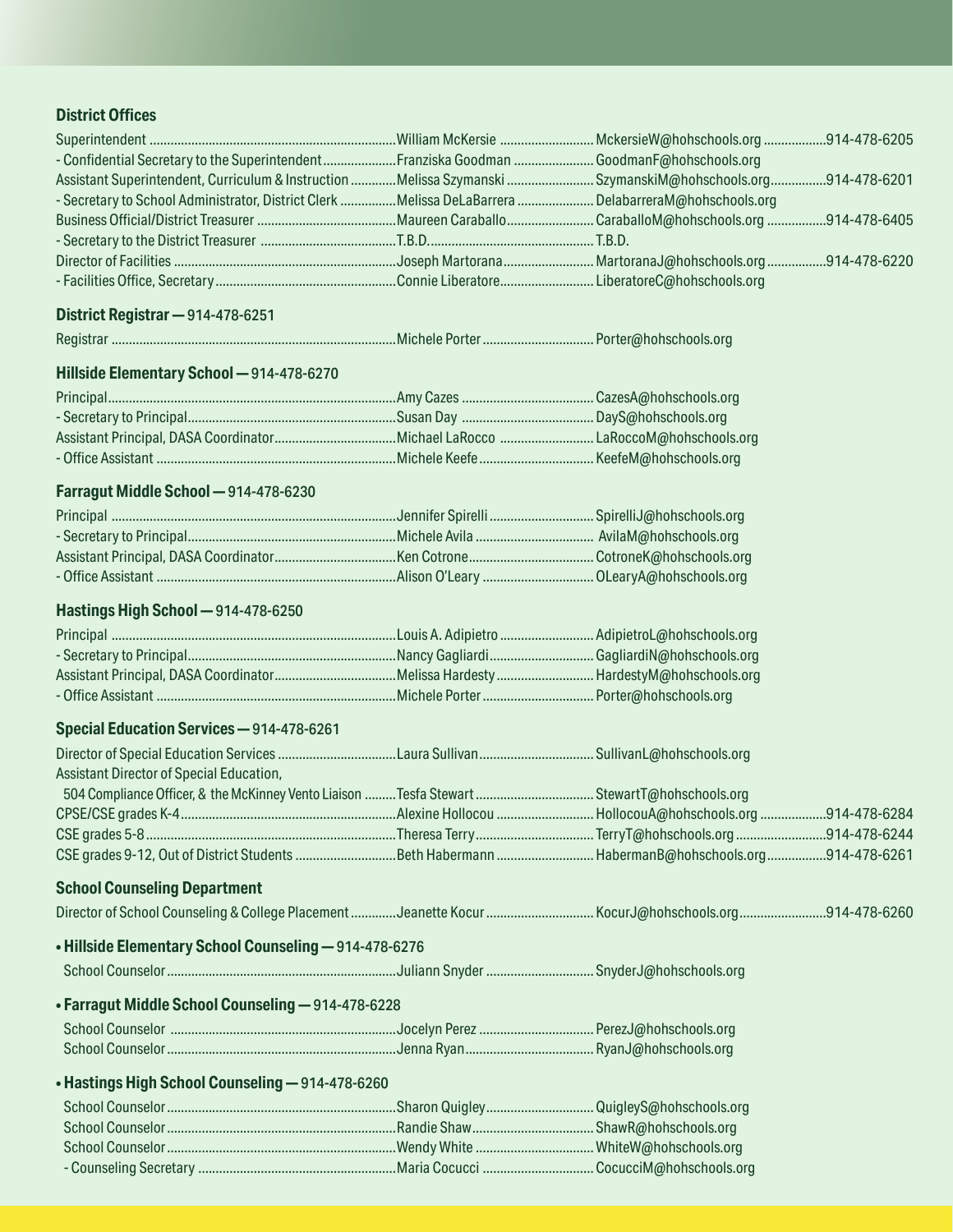### District Offices

| Title | Name | Email | Phone |
|---|---|---|---|
| Superintendent | William McKersie | MckersieW@hohschools.org | 914-478-6205 |
| - Confidential Secretary to the Superintendent | Franziska Goodman | GoodmanF@hohschools.org | |
| Assistant Superintendent, Curriculum & Instruction | Melissa Szymanski | SzymanskiM@hohschools.org | 914-478-6201 |
| - Secretary to School Administrator, District Clerk | Melissa DeLaBarrera | DelabarreraM@hohschools.org | |
| Business Official/District Treasurer | Maureen Caraballo | CaraballoM@hohschools.org | 914-478-6405 |
| - Secretary to the District Treasurer | T.B.D. | T.B.D. | |
| Director of Facilities | Joseph Martorana | MartoranaJ@hohschools.org | 914-478-6220 |
| - Facilities Office, Secretary | Connie Liberatore | LiberatoreC@hohschools.org | |

### District Registrar — 914-478-6251

| Title | Name | Email |
|---|---|---|
| Registrar | Michele Porter | Porter@hohschools.org |

### Hillside Elementary School — 914-478-6270

| Title | Name | Email |
|---|---|---|
| Principal | Amy Cazes | CazesA@hohschools.org |
| - Secretary to Principal | Susan Day | DayS@hohschools.org |
| Assistant Principal, DASA Coordinator | Michael LaRocco | LaRoccoM@hohschools.org |
| - Office Assistant | Michele Keefe | KeefeM@hohschools.org |

### Farragut Middle School — 914-478-6230

| Title | Name | Email |
|---|---|---|
| Principal | Jennifer Spirelli | SpirelliJ@hohschools.org |
| - Secretary to Principal | Michele Avila | AvilaM@hohschools.org |
| Assistant Principal, DASA Coordinator | Ken Cotrone | CotroneK@hohschools.org |
| - Office Assistant | Alison O'Leary | OLearyA@hohschools.org |

### Hastings High School — 914-478-6250

| Title | Name | Email |
|---|---|---|
| Principal | Louis A. Adipietro | AdipietroL@hohschools.org |
| - Secretary to Principal | Nancy Gagliardi | GagliardiN@hohschools.org |
| Assistant Principal, DASA Coordinator | Melissa Hardesty | HardestyM@hohschools.org |
| - Office Assistant | Michele Porter | Porter@hohschools.org |

### Special Education Services — 914-478-6261

| Title | Name | Email | Phone |
|---|---|---|---|
| Director of Special Education Services | Laura Sullivan | SullivanL@hohschools.org | |
| Assistant Director of Special Education, 504 Compliance Officer, & the McKinney Vento Liaison | Tesfa Stewart | StewartT@hohschools.org | |
| CPSE/CSE grades K-4 | Alexine Hollocou | HollocouA@hohschools.org | 914-478-6284 |
| CSE grades 5-8 | Theresa Terry | TerryT@hohschools.org | 914-478-6244 |
| CSE grades 9-12, Out of District Students | Beth Habermann | HabermanB@hohschools.org | 914-478-6261 |

### School Counseling Department

| Title | Name | Email | Phone |
|---|---|---|---|
| Director of School Counseling & College Placement | Jeanette Kocur | KocurJ@hohschools.org | 914-478-6260 |

#### • Hillside Elementary School Counseling — 914-478-6276

| Title | Name | Email |
|---|---|---|
| School Counselor | Juliann Snyder | SnyderJ@hohschools.org |

#### • Farragut Middle School Counseling — 914-478-6228

| Title | Name | Email |
|---|---|---|
| School Counselor | Jocelyn Perez | PerezJ@hohschools.org |
| School Counselor | Jenna Ryan | RyanJ@hohschools.org |

#### • Hastings High School Counseling — 914-478-6260

| Title | Name | Email |
|---|---|---|
| School Counselor | Sharon Quigley | QuigleyS@hohschools.org |
| School Counselor | Randie Shaw | ShawR@hohschools.org |
| School Counselor | Wendy White | WhiteW@hohschools.org |
| - Counseling Secretary | Maria Cocucci | CocucciM@hohschools.org |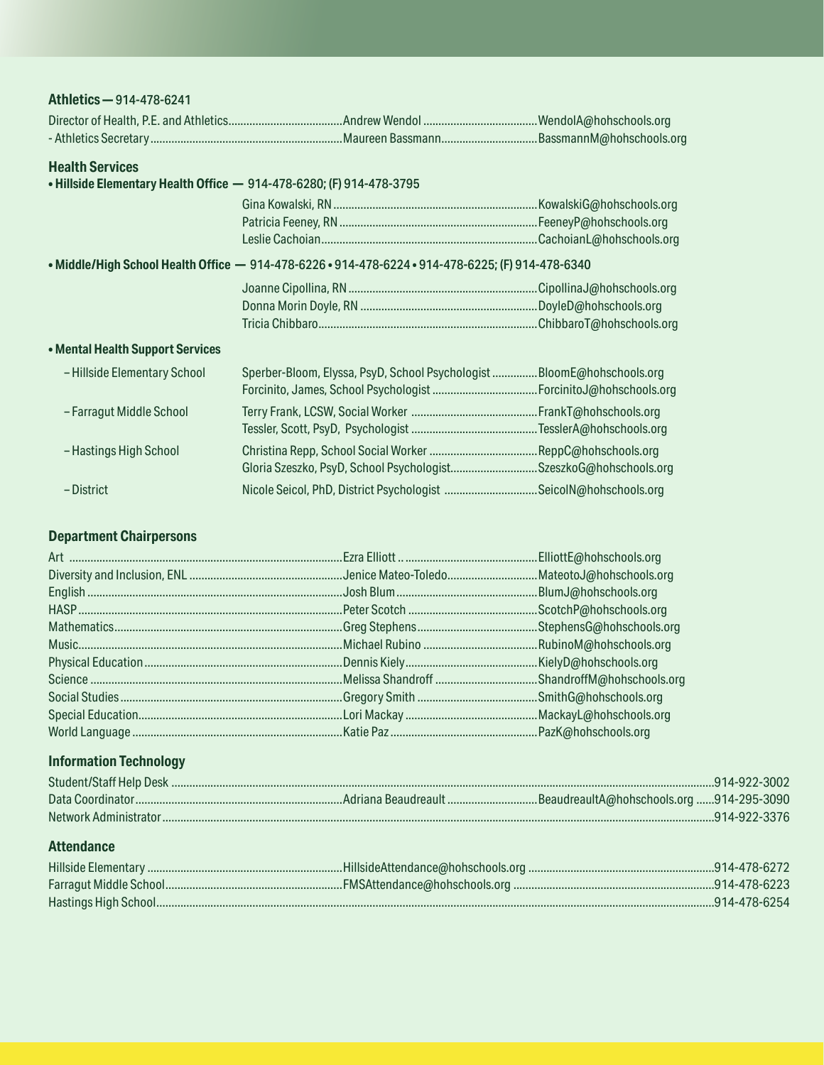## Athletics — 914-478-6241

| | | |
|---|---|---|
| Director of Health, P.E. and Athletics | Andrew Wendol | WendolA@hohschools.org |
| - Athletics Secretary | Maureen Bassmann | BassmannM@hohschools.org |

## Health Services

**• Hillside Elementary Health Office — 914-478-6280; (F) 914-478-3795**

| | |
|---|---|
| Gina Kowalski, RN | KowalskiG@hohschools.org |
| Patricia Feeney, RN | FeeneyP@hohschools.org |
| Leslie Cachoian | CachoianL@hohschools.org |

**• Middle/High School Health Office — 914-478-6226 • 914-478-6224 • 914-478-6225; (F) 914-478-6340**

| | |
|---|---|
| Joanne Cipollina, RN | CipollinaJ@hohschools.org |
| Donna Morin Doyle, RN | DoyleD@hohschools.org |
| Tricia Chibbaro | ChibbaroT@hohschools.org |

**• Mental Health Support Services**

| | | |
|---|---|---|
| – Hillside Elementary School | Sperber-Bloom, Elyssa, PsyD, School Psychologist | BloomE@hohschools.org |
| | Forcinito, James, School Psychologist | ForcinitoJ@hohschools.org |
| – Farragut Middle School | Terry Frank, LCSW, Social Worker | FrankT@hohschools.org |
| | Tessler, Scott, PsyD, Psychologist | TesslerA@hohschools.org |
| – Hastings High School | Christina Repp, School Social Worker | ReppC@hohschools.org |
| | Gloria Szeszko, PsyD, School Psychologist | SzeszkoG@hohschools.org |
| – District | Nicole Seicol, PhD, District Psychologist | SeicolN@hohschools.org |

## Department Chairpersons

| | | |
|---|---|---|
| Art | Ezra Elliott | ElliottE@hohschools.org |
| Diversity and Inclusion, ENL | Jenice Mateo-Toledo | MateotoJ@hohschools.org |
| English | Josh Blum | BlumJ@hohschools.org |
| HASP | Peter Scotch | ScotchP@hohschools.org |
| Mathematics | Greg Stephens | StephensG@hohschools.org |
| Music | Michael Rubino | RubinoM@hohschools.org |
| Physical Education | Dennis Kiely | KielyD@hohschools.org |
| Science | Melissa Shandroff | ShandroffM@hohschools.org |
| Social Studies | Gregory Smith | SmithG@hohschools.org |
| Special Education | Lori Mackay | MackayL@hohschools.org |
| World Language | Katie Paz | PazK@hohschools.org |

## Information Technology

| | | | |
|---|---|---|---|
| Student/Staff Help Desk | | | 914-922-3002 |
| Data Coordinator | Adriana Beaudreault | BeaudreaultA@hohschools.org | 914-295-3090 |
| Network Administrator | | | 914-922-3376 |

## Attendance

| | | |
|---|---|---|
| Hillside Elementary | HillsideAttendance@hohschools.org | 914-478-6272 |
| Farragut Middle School | FMSAttendance@hohschools.org | 914-478-6223 |
| Hastings High School | | 914-478-6254 |